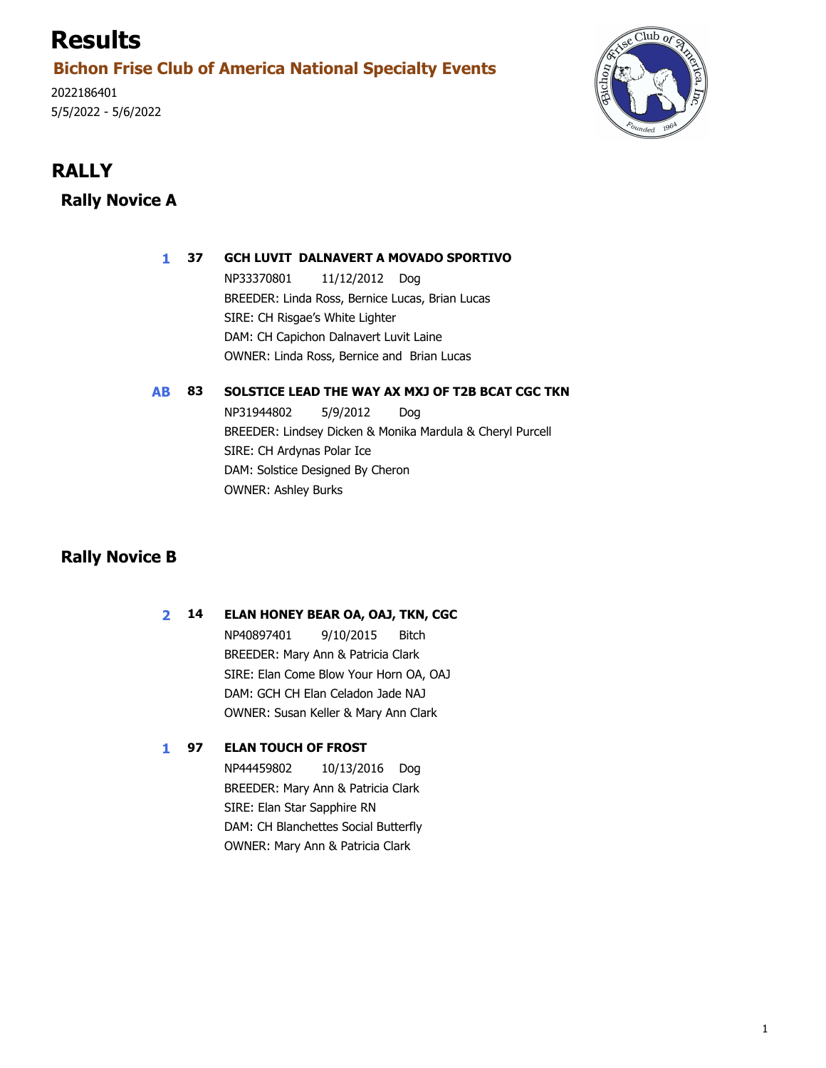# Results

## Bichon Frise Club of America National Specialty Events

2022186401
5/5/2022 - 5/6/2022

## RALLY

### Rally Novice A

**1** **37** **GCH LUVIT  DALNAVERT A MOVADO SPORTIVO**
NP33370801 11/12/2012 Dog
BREEDER: Linda Ross, Bernice Lucas, Brian Lucas
SIRE: CH Risgae's White Lighter
DAM: CH Capichon Dalnavert Luvit Laine
OWNER: Linda Ross, Bernice and  Brian Lucas

**AB** **83** **SOLSTICE LEAD THE WAY AX MXJ OF T2B BCAT CGC TKN**
NP31944802 5/9/2012 Dog
BREEDER: Lindsey Dicken & Monika Mardula & Cheryl Purcell
SIRE: CH Ardynas Polar Ice
DAM: Solstice Designed By Cheron
OWNER: Ashley Burks

### Rally Novice B

**2** **14** **ELAN HONEY BEAR OA, OAJ, TKN, CGC**
NP40897401 9/10/2015 Bitch
BREEDER: Mary Ann & Patricia Clark
SIRE: Elan Come Blow Your Horn OA, OAJ
DAM: GCH CH Elan Celadon Jade NAJ
OWNER: Susan Keller & Mary Ann Clark

**1** **97** **ELAN TOUCH OF FROST**
NP44459802 10/13/2016 Dog
BREEDER: Mary Ann & Patricia Clark
SIRE: Elan Star Sapphire RN
DAM: CH Blanchettes Social Butterfly
OWNER: Mary Ann & Patricia Clark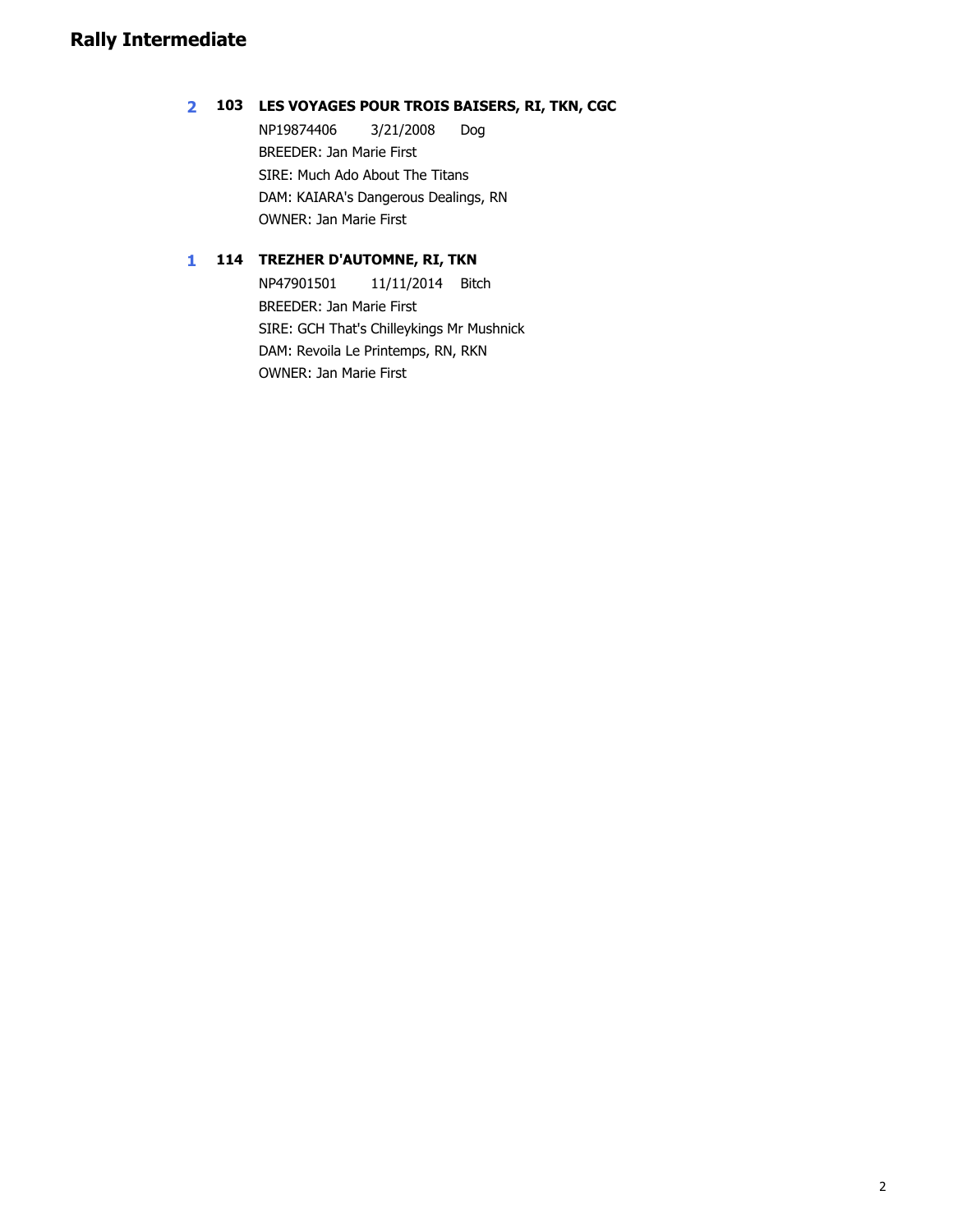# Rally Intermediate

**2** **103** **LES VOYAGES POUR TROIS BAISERS, RI, TKN, CGC**

NP19874406 3/21/2008 Dog

BREEDER: Jan Marie First

SIRE: Much Ado About The Titans

DAM: KAIARA's Dangerous Dealings, RN

OWNER: Jan Marie First

**1** **114** **TREZHER D'AUTOMNE, RI, TKN**

NP47901501 11/11/2014 Bitch

BREEDER: Jan Marie First

SIRE: GCH That's Chilleykings Mr Mushnick

DAM: Revoila Le Printemps, RN, RKN

OWNER: Jan Marie First